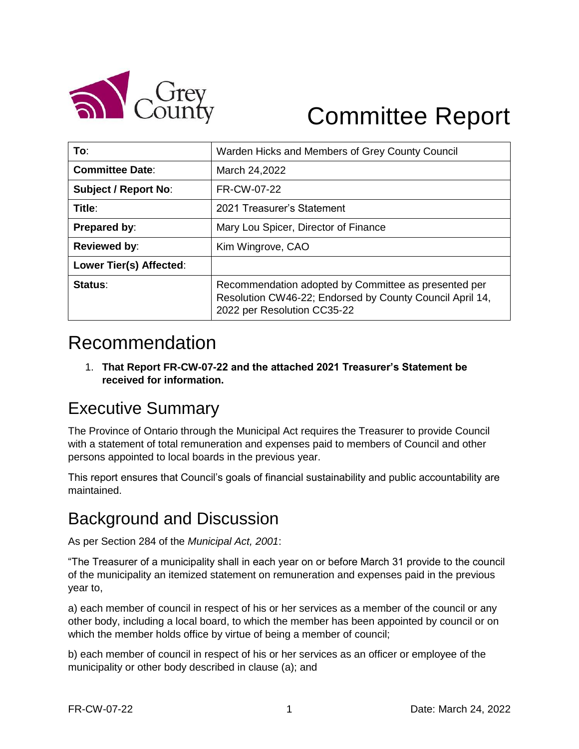# Committee Report

| To: | Warden Hicks and Members of Grey County Council |
|---|---|
| **Committee Date**: | March 24,2022 |
| **Subject / Report No**: | FR-CW-07-22 |
| **Title**: | 2021 Treasurer's Statement |
| **Prepared by**: | Mary Lou Spicer, Director of Finance |
| **Reviewed by**: | Kim Wingrove, CAO |
| **Lower Tier(s) Affected**: | |
| **Status**: | Recommendation adopted by Committee as presented per Resolution CW46-22; Endorsed by County Council April 14, 2022 per Resolution CC35-22 |

## Recommendation

1. **That Report FR-CW-07-22 and the attached 2021 Treasurer's Statement be received for information.**

## Executive Summary

The Province of Ontario through the Municipal Act requires the Treasurer to provide Council with a statement of total remuneration and expenses paid to members of Council and other persons appointed to local boards in the previous year.

This report ensures that Council's goals of financial sustainability and public accountability are maintained.

## Background and Discussion

As per Section 284 of the *Municipal Act, 2001*:

"The Treasurer of a municipality shall in each year on or before March 31 provide to the council of the municipality an itemized statement on remuneration and expenses paid in the previous year to,

a) each member of council in respect of his or her services as a member of the council or any other body, including a local board, to which the member has been appointed by council or on which the member holds office by virtue of being a member of council;

b) each member of council in respect of his or her services as an officer or employee of the municipality or other body described in clause (a); and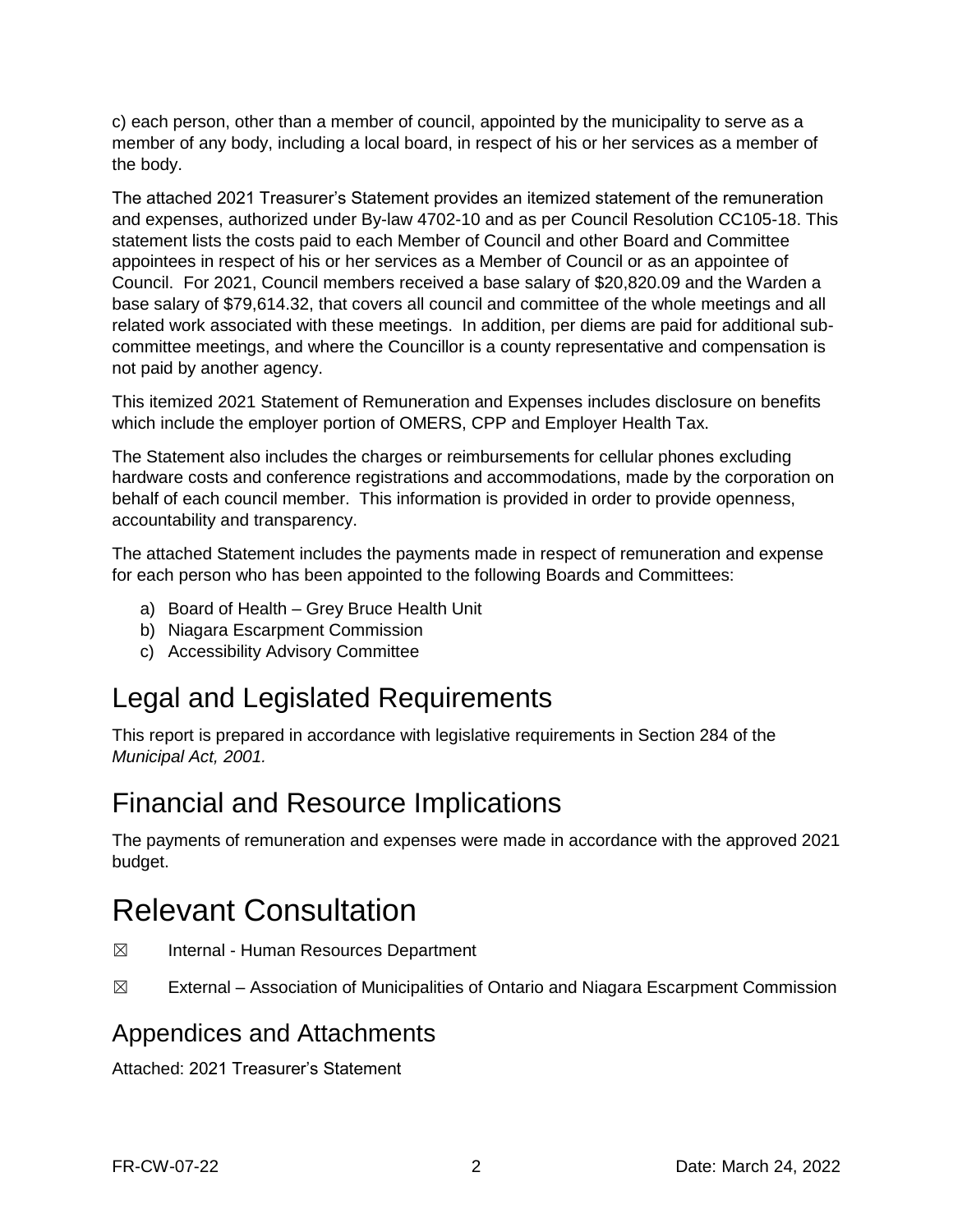c) each person, other than a member of council, appointed by the municipality to serve as a member of any body, including a local board, in respect of his or her services as a member of the body.

The attached 2021 Treasurer's Statement provides an itemized statement of the remuneration and expenses, authorized under By-law 4702-10 and as per Council Resolution CC105-18. This statement lists the costs paid to each Member of Council and other Board and Committee appointees in respect of his or her services as a Member of Council or as an appointee of Council. For 2021, Council members received a base salary of $20,820.09 and the Warden a base salary of $79,614.32, that covers all council and committee of the whole meetings and all related work associated with these meetings. In addition, per diems are paid for additional sub-committee meetings, and where the Councillor is a county representative and compensation is not paid by another agency.

This itemized 2021 Statement of Remuneration and Expenses includes disclosure on benefits which include the employer portion of OMERS, CPP and Employer Health Tax.

The Statement also includes the charges or reimbursements for cellular phones excluding hardware costs and conference registrations and accommodations, made by the corporation on behalf of each council member. This information is provided in order to provide openness, accountability and transparency.

The attached Statement includes the payments made in respect of remuneration and expense for each person who has been appointed to the following Boards and Committees:

a) Board of Health – Grey Bruce Health Unit
b) Niagara Escarpment Commission
c) Accessibility Advisory Committee

## Legal and Legislated Requirements

This report is prepared in accordance with legislative requirements in Section 284 of the *Municipal Act, 2001.*

## Financial and Resource Implications

The payments of remuneration and expenses were made in accordance with the approved 2021 budget.

# Relevant Consultation

☒ Internal - Human Resources Department

☒ External – Association of Municipalities of Ontario and Niagara Escarpment Commission

## Appendices and Attachments

Attached: 2021 Treasurer's Statement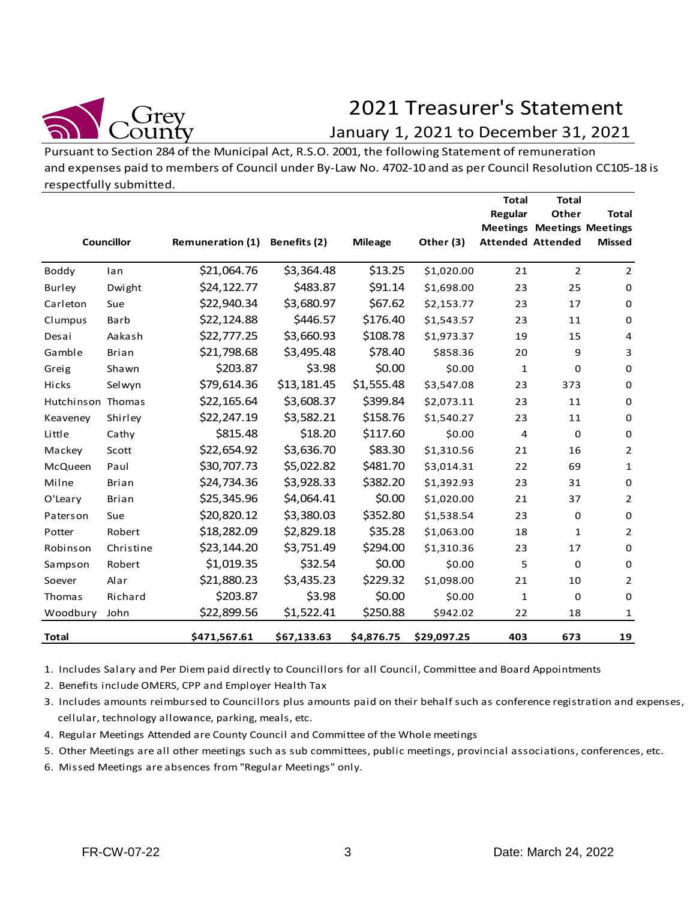# 2021 Treasurer's Statement

## January 1, 2021 to December 31, 2021

Pursuant to Section 284 of the Municipal Act, R.S.O. 2001, the following Statement of remuneration and expenses paid to members of Council under By-Law No. 4702-10 and as per Council Resolution CC105-18 is respectfully submitted.

| Councillor | | Remuneration (1) | Benefits (2) | Mileage | Other (3) | Total Regular Meetings Attended | Total Other Meetings Attended | Total Meetings Missed |
|---|---|---|---|---|---|---|---|---|
| Boddy | Ian | $21,064.76 | $3,364.48 | $13.25 | $1,020.00 | 21 | 2 | 2 |
| Burley | Dwight | $24,122.77 | $483.87 | $91.14 | $1,698.00 | 23 | 25 | 0 |
| Carleton | Sue | $22,940.34 | $3,680.97 | $67.62 | $2,153.77 | 23 | 17 | 0 |
| Clumpus | Barb | $22,124.88 | $446.57 | $176.40 | $1,543.57 | 23 | 11 | 0 |
| Desai | Aakash | $22,777.25 | $3,660.93 | $108.78 | $1,973.37 | 19 | 15 | 4 |
| Gamble | Brian | $21,798.68 | $3,495.48 | $78.40 | $858.36 | 20 | 9 | 3 |
| Greig | Shawn | $203.87 | $3.98 | $0.00 | $0.00 | 1 | 0 | 0 |
| Hicks | Selwyn | $79,614.36 | $13,181.45 | $1,555.48 | $3,547.08 | 23 | 373 | 0 |
| Hutchinson | Thomas | $22,165.64 | $3,608.37 | $399.84 | $2,073.11 | 23 | 11 | 0 |
| Keaveney | Shirley | $22,247.19 | $3,582.21 | $158.76 | $1,540.27 | 23 | 11 | 0 |
| Little | Cathy | $815.48 | $18.20 | $117.60 | $0.00 | 4 | 0 | 0 |
| Mackey | Scott | $22,654.92 | $3,636.70 | $83.30 | $1,310.56 | 21 | 16 | 2 |
| McQueen | Paul | $30,707.73 | $5,022.82 | $481.70 | $3,014.31 | 22 | 69 | 1 |
| Milne | Brian | $24,734.36 | $3,928.33 | $382.20 | $1,392.93 | 23 | 31 | 0 |
| O'Leary | Brian | $25,345.96 | $4,064.41 | $0.00 | $1,020.00 | 21 | 37 | 2 |
| Paterson | Sue | $20,820.12 | $3,380.03 | $352.80 | $1,538.54 | 23 | 0 | 0 |
| Potter | Robert | $18,282.09 | $2,829.18 | $35.28 | $1,063.00 | 18 | 1 | 2 |
| Robinson | Christine | $23,144.20 | $3,751.49 | $294.00 | $1,310.36 | 23 | 17 | 0 |
| Sampson | Robert | $1,019.35 | $32.54 | $0.00 | $0.00 | 5 | 0 | 0 |
| Soever | Alar | $21,880.23 | $3,435.23 | $229.32 | $1,098.00 | 21 | 10 | 2 |
| Thomas | Richard | $203.87 | $3.98 | $0.00 | $0.00 | 1 | 0 | 0 |
| Woodbury | John | $22,899.56 | $1,522.41 | $250.88 | $942.02 | 22 | 18 | 1 |
| **Total** | | **$471,567.61** | **$67,133.63** | **$4,876.75** | **$29,097.25** | **403** | **673** | **19** |

1. Includes Salary and Per Diem paid directly to Councillors for all Council, Committee and Board Appointments
2. Benefits include OMERS, CPP and Employer Health Tax
3. Includes amounts reimbursed to Councillors plus amounts paid on their behalf such as conference registration and expenses, cellular, technology allowance, parking, meals, etc.
4. Regular Meetings Attended are County Council and Committee of the Whole meetings
5. Other Meetings are all other meetings such as sub committees, public meetings, provincial associations, conferences, etc.
6. Missed Meetings are absences from "Regular Meetings" only.

FR-CW-07-22 Date: March 24, 2022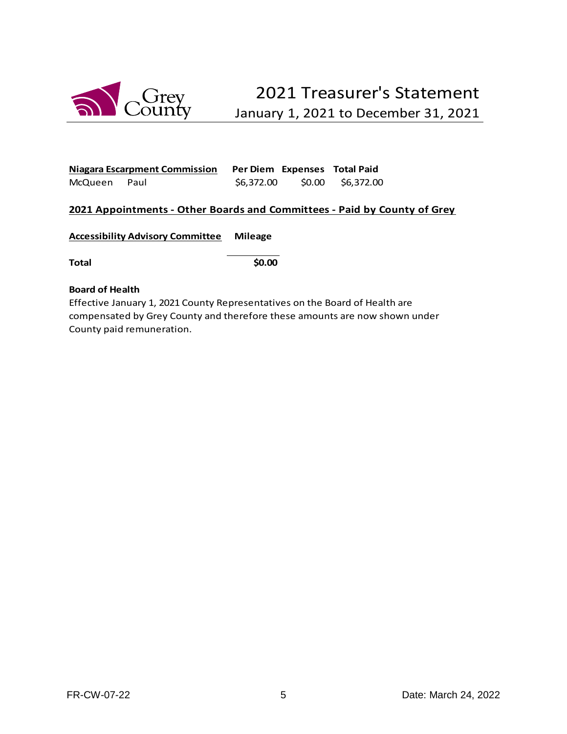# 2021 Treasurer's Statement

January 1, 2021 to December 31, 2021

| Niagara Escarpment Commission | | Per Diem | Expenses | Total Paid |
|---|---|---|---|---|
| McQueen | Paul | $6,372.00 | $0.00 | $6,372.00 |

## 2021 Appointments - Other Boards and Committees - Paid by County of Grey

| Accessibility Advisory Committee | Mileage |
|---|---|
| **Total** | **$0.00** |

**Board of Health**

Effective January 1, 2021 County Representatives on the Board of Health are compensated by Grey County and therefore these amounts are now shown under County paid remuneration.

FR-CW-07-22

Date: March 24, 2022